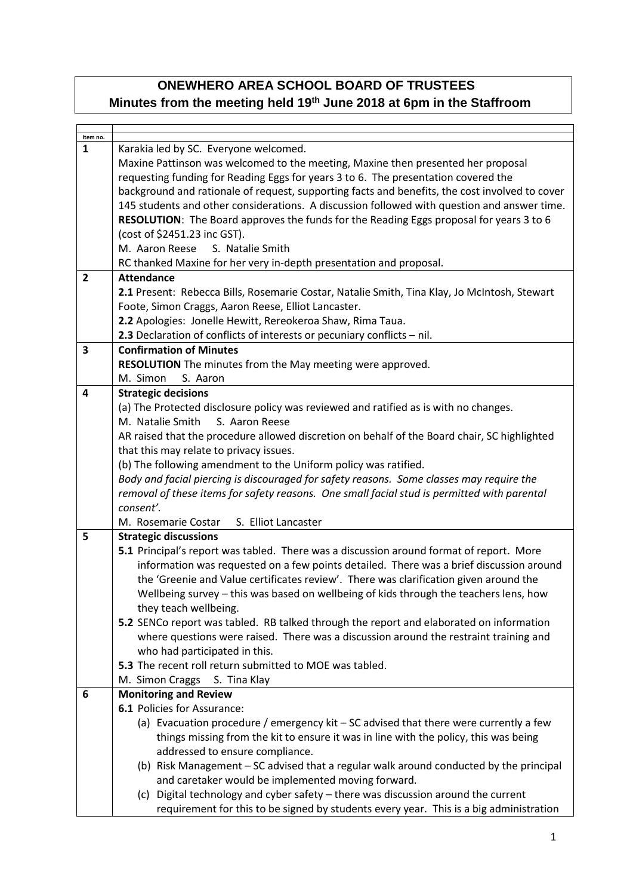# ONEWHERO AREA SCHOOL BOARD OF TRUSTEES
## Minutes from the meeting held 19th June 2018 at 6pm in the Staffroom

| Item no. | |
|---|---|
| **1** | Karakia led by SC. Everyone welcomed.<br>Maxine Pattinson was welcomed to the meeting, Maxine then presented her proposal requesting funding for Reading Eggs for years 3 to 6. The presentation covered the background and rationale of request, supporting facts and benefits, the cost involved to cover 145 students and other considerations. A discussion followed with question and answer time.<br>**RESOLUTION**: The Board approves the funds for the Reading Eggs proposal for years 3 to 6 (cost of $2451.23 inc GST).<br>M. Aaron Reese S. Natalie Smith<br>RC thanked Maxine for her very in-depth presentation and proposal. |
| **2** | **Attendance**<br>**2.1** Present: Rebecca Bills, Rosemarie Costar, Natalie Smith, Tina Klay, Jo McIntosh, Stewart Foote, Simon Craggs, Aaron Reese, Elliot Lancaster.<br>**2.2** Apologies: Jonelle Hewitt, Rereokeroa Shaw, Rima Taua.<br>**2.3** Declaration of conflicts of interests or pecuniary conflicts – nil. |
| **3** | **Confirmation of Minutes**<br>**RESOLUTION** The minutes from the May meeting were approved.<br>M. Simon S. Aaron |
| **4** | **Strategic decisions**<br>(a) The Protected disclosure policy was reviewed and ratified as is with no changes.<br>M. Natalie Smith S. Aaron Reese<br>AR raised that the procedure allowed discretion on behalf of the Board chair, SC highlighted that this may relate to privacy issues.<br>(b) The following amendment to the Uniform policy was ratified.<br>*Body and facial piercing is discouraged for safety reasons. Some classes may require the removal of these items for safety reasons. One small facial stud is permitted with parental consent'.*<br>M. Rosemarie Costar S. Elliot Lancaster |
| **5** | **Strategic discussions**<br>**5.1** Principal's report was tabled. There was a discussion around format of report. More information was requested on a few points detailed. There was a brief discussion around the 'Greenie and Value certificates review'. There was clarification given around the Wellbeing survey – this was based on wellbeing of kids through the teachers lens, how they teach wellbeing.<br>**5.2** SENCo report was tabled. RB talked through the report and elaborated on information where questions were raised. There was a discussion around the restraint training and who had participated in this.<br>**5.3** The recent roll return submitted to MOE was tabled.<br>M. Simon Craggs S. Tina Klay |
| **6** | **Monitoring and Review**<br>**6.1** Policies for Assurance:<br>(a) Evacuation procedure / emergency kit – SC advised that there were currently a few things missing from the kit to ensure it was in line with the policy, this was being addressed to ensure compliance.<br>(b) Risk Management – SC advised that a regular walk around conducted by the principal and caretaker would be implemented moving forward.<br>(c) Digital technology and cyber safety – there was discussion around the current requirement for this to be signed by students every year. This is a big administration |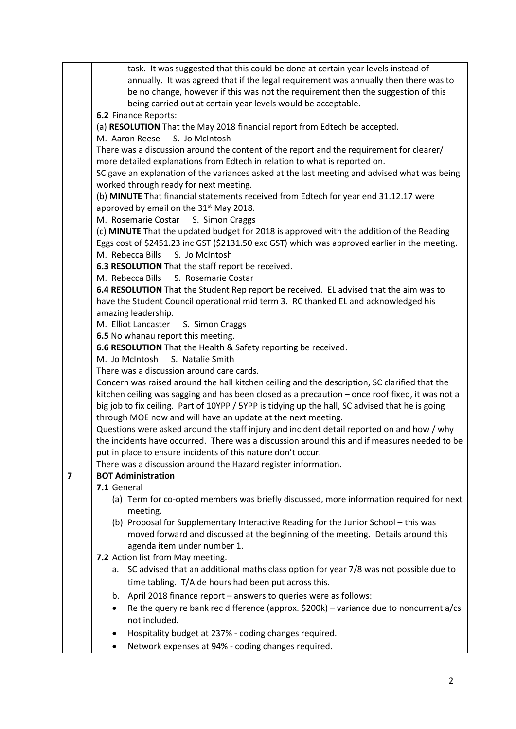| | |
|---|---|
| | task. It was suggested that this could be done at certain year levels instead of annually. It was agreed that if the legal requirement was annually then there was to be no change, however if this was not the requirement then the suggestion of this being carried out at certain year levels would be acceptable.<br>**6.2** Finance Reports:<br>(a) **RESOLUTION** That the May 2018 financial report from Edtech be accepted.<br>M. Aaron Reese S. Jo McIntosh<br>There was a discussion around the content of the report and the requirement for clearer/ more detailed explanations from Edtech in relation to what is reported on.<br>SC gave an explanation of the variances asked at the last meeting and advised what was being worked through ready for next meeting.<br>(b) **MINUTE** That financial statements received from Edtech for year end 31.12.17 were approved by email on the 31st May 2018.<br>M. Rosemarie Costar S. Simon Craggs<br>(c) **MINUTE** That the updated budget for 2018 is approved with the addition of the Reading Eggs cost of $2451.23 inc GST ($2131.50 exc GST) which was approved earlier in the meeting.<br>M. Rebecca Bills S. Jo McIntosh<br>**6.3 RESOLUTION** That the staff report be received.<br>M. Rebecca Bills S. Rosemarie Costar<br>**6.4 RESOLUTION** That the Student Rep report be received. EL advised that the aim was to have the Student Council operational mid term 3. RC thanked EL and acknowledged his amazing leadership.<br>M. Elliot Lancaster S. Simon Craggs<br>**6.5** No whanau report this meeting.<br>**6.6 RESOLUTION** That the Health & Safety reporting be received.<br>M. Jo McIntosh S. Natalie Smith<br>There was a discussion around care cards.<br>Concern was raised around the hall kitchen ceiling and the description, SC clarified that the kitchen ceiling was sagging and has been closed as a precaution – once roof fixed, it was not a big job to fix ceiling. Part of 10YPP / 5YPP is tidying up the hall, SC advised that he is going through MOE now and will have an update at the next meeting.<br>Questions were asked around the staff injury and incident detail reported on and how / why the incidents have occurred. There was a discussion around this and if measures needed to be put in place to ensure incidents of this nature don't occur.<br>There was a discussion around the Hazard register information. |
| **7** | **BOT Administration**<br>**7.1** General<br>(a) Term for co-opted members was briefly discussed, more information required for next meeting.<br>(b) Proposal for Supplementary Interactive Reading for the Junior School – this was moved forward and discussed at the beginning of the meeting. Details around this agenda item under number 1.<br>**7.2** Action list from May meeting.<br>a. SC advised that an additional maths class option for year 7/8 was not possible due to time tabling. T/Aide hours had been put across this.<br>b. April 2018 finance report – answers to queries were as follows:<br>• Re the query re bank rec difference (approx. $200k) – variance due to noncurrent a/cs not included.<br>• Hospitality budget at 237% - coding changes required.<br>• Network expenses at 94% - coding changes required. |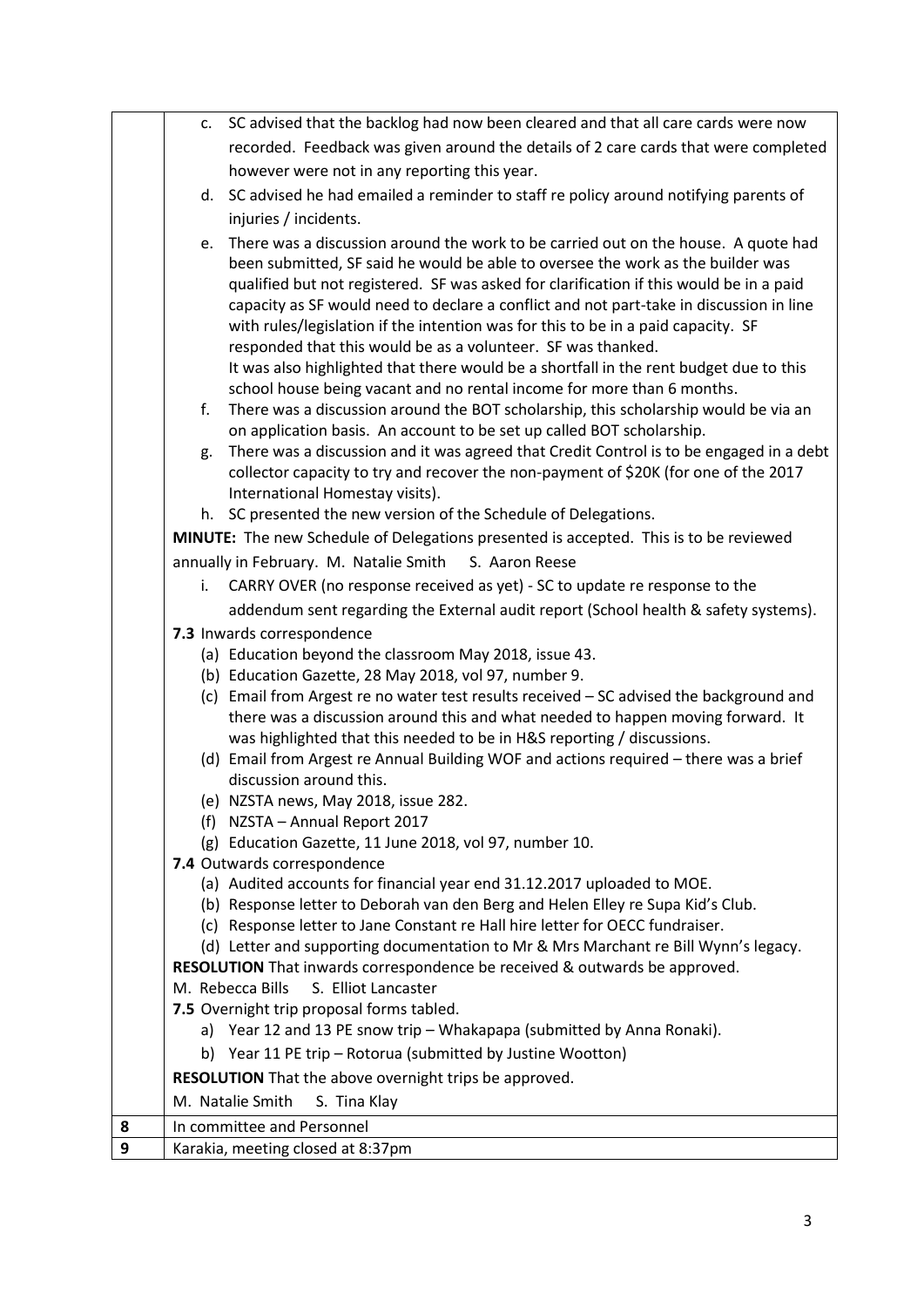| | |
|---|---|
| | c. SC advised that the backlog had now been cleared and that all care cards were now recorded. Feedback was given around the details of 2 care cards that were completed however were not in any reporting this year.<br>d. SC advised he had emailed a reminder to staff re policy around notifying parents of injuries / incidents.<br>e. There was a discussion around the work to be carried out on the house. A quote had been submitted, SF said he would be able to oversee the work as the builder was qualified but not registered. SF was asked for clarification if this would be in a paid capacity as SF would need to declare a conflict and not part-take in discussion in line with rules/legislation if the intention was for this to be in a paid capacity. SF responded that this would be as a volunteer. SF was thanked.<br>It was also highlighted that there would be a shortfall in the rent budget due to this school house being vacant and no rental income for more than 6 months.<br>f. There was a discussion around the BOT scholarship, this scholarship would be via an on application basis. An account to be set up called BOT scholarship.<br>g. There was a discussion and it was agreed that Credit Control is to be engaged in a debt collector capacity to try and recover the non-payment of $20K (for one of the 2017 International Homestay visits).<br>h. SC presented the new version of the Schedule of Delegations.<br>**MINUTE:** The new Schedule of Delegations presented is accepted. This is to be reviewed annually in February. M. Natalie Smith S. Aaron Reese<br>i. CARRY OVER (no response received as yet) - SC to update re response to the addendum sent regarding the External audit report (School health & safety systems).<br>**7.3** Inwards correspondence<br>(a) Education beyond the classroom May 2018, issue 43.<br>(b) Education Gazette, 28 May 2018, vol 97, number 9.<br>(c) Email from Argest re no water test results received – SC advised the background and there was a discussion around this and what needed to happen moving forward. It was highlighted that this needed to be in H&S reporting / discussions.<br>(d) Email from Argest re Annual Building WOF and actions required – there was a brief discussion around this.<br>(e) NZSTA news, May 2018, issue 282.<br>(f) NZSTA – Annual Report 2017<br>(g) Education Gazette, 11 June 2018, vol 97, number 10.<br>**7.4** Outwards correspondence<br>(a) Audited accounts for financial year end 31.12.2017 uploaded to MOE.<br>(b) Response letter to Deborah van den Berg and Helen Elley re Supa Kid's Club.<br>(c) Response letter to Jane Constant re Hall hire letter for OECC fundraiser.<br>(d) Letter and supporting documentation to Mr & Mrs Marchant re Bill Wynn's legacy.<br>**RESOLUTION** That inwards correspondence be received & outwards be approved.<br>M. Rebecca Bills S. Elliot Lancaster<br>**7.5** Overnight trip proposal forms tabled.<br>a) Year 12 and 13 PE snow trip – Whakapapa (submitted by Anna Ronaki).<br>b) Year 11 PE trip – Rotorua (submitted by Justine Wootton)<br>**RESOLUTION** That the above overnight trips be approved.<br>M. Natalie Smith S. Tina Klay |
| 8 | In committee and Personnel |
| 9 | Karakia, meeting closed at 8:37pm |